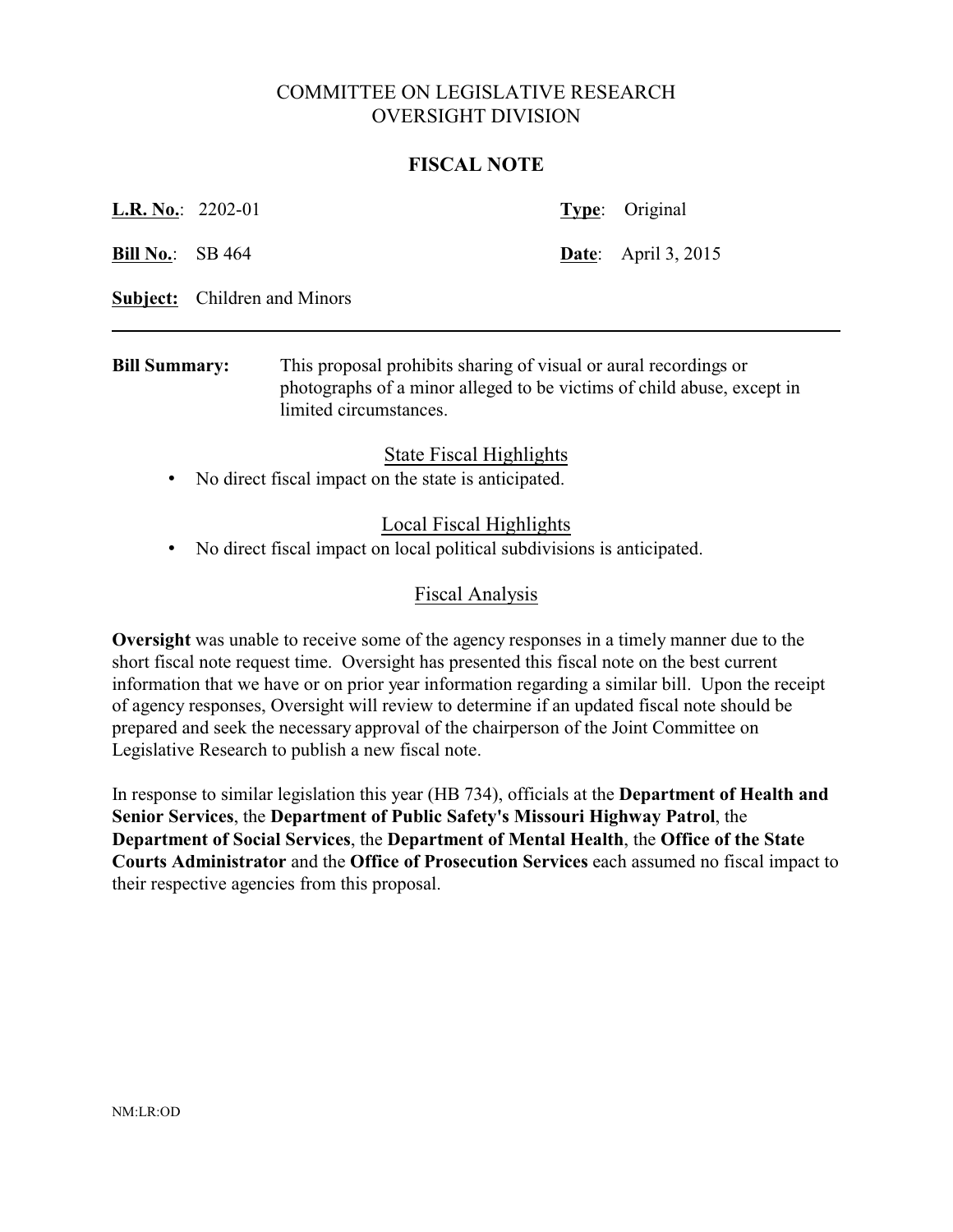# COMMITTEE ON LEGISLATIVE RESEARCH
# OVERSIGHT DIVISION

## FISCAL NOTE

**L.R. No.**: 2202-01 **Type**: Original

**Bill No.**: SB 464 **Date**: April 3, 2015

**Subject:** Children and Minors

---

**Bill Summary:** This proposal prohibits sharing of visual or aural recordings or photographs of a minor alleged to be victims of child abuse, except in limited circumstances.

### State Fiscal Highlights

- No direct fiscal impact on the state is anticipated.

### Local Fiscal Highlights

- No direct fiscal impact on local political subdivisions is anticipated.

### Fiscal Analysis

**Oversight** was unable to receive some of the agency responses in a timely manner due to the short fiscal note request time. Oversight has presented this fiscal note on the best current information that we have or on prior year information regarding a similar bill. Upon the receipt of agency responses, Oversight will review to determine if an updated fiscal note should be prepared and seek the necessary approval of the chairperson of the Joint Committee on Legislative Research to publish a new fiscal note.

In response to similar legislation this year (HB 734), officials at the **Department of Health and Senior Services**, the **Department of Public Safety's Missouri Highway Patrol**, the **Department of Social Services**, the **Department of Mental Health**, the **Office of the State Courts Administrator** and the **Office of Prosecution Services** each assumed no fiscal impact to their respective agencies from this proposal.

NM:LR:OD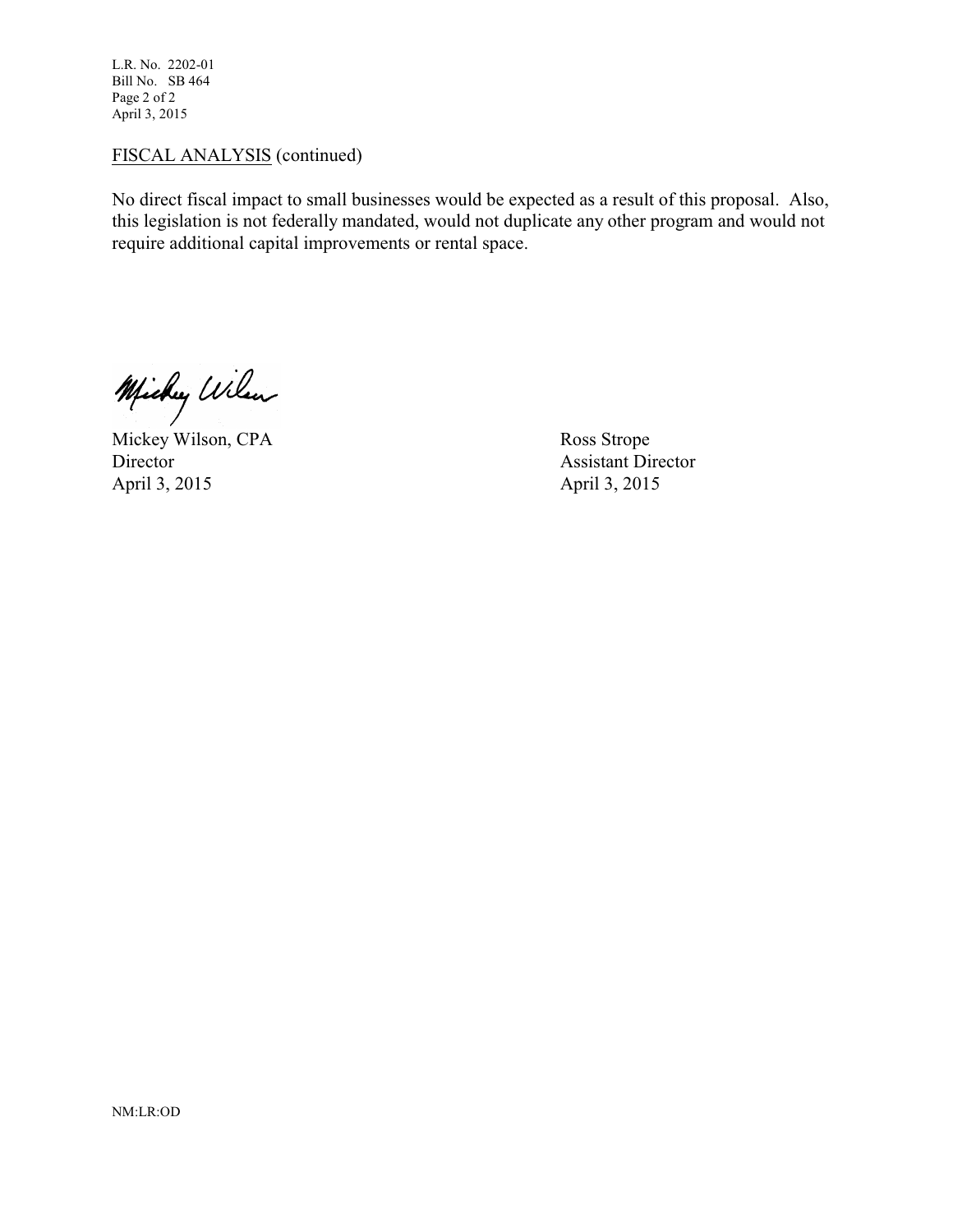FISCAL ANALYSIS (continued)

No direct fiscal impact to small businesses would be expected as a result of this proposal. Also, this legislation is not federally mandated, would not duplicate any other program and would not require additional capital improvements or rental space.

| | |
|---|---|
| Mickey Wilson, CPA | Ross Strope |
| Director | Assistant Director |
| April 3, 2015 | April 3, 2015 |

NM:LR:OD